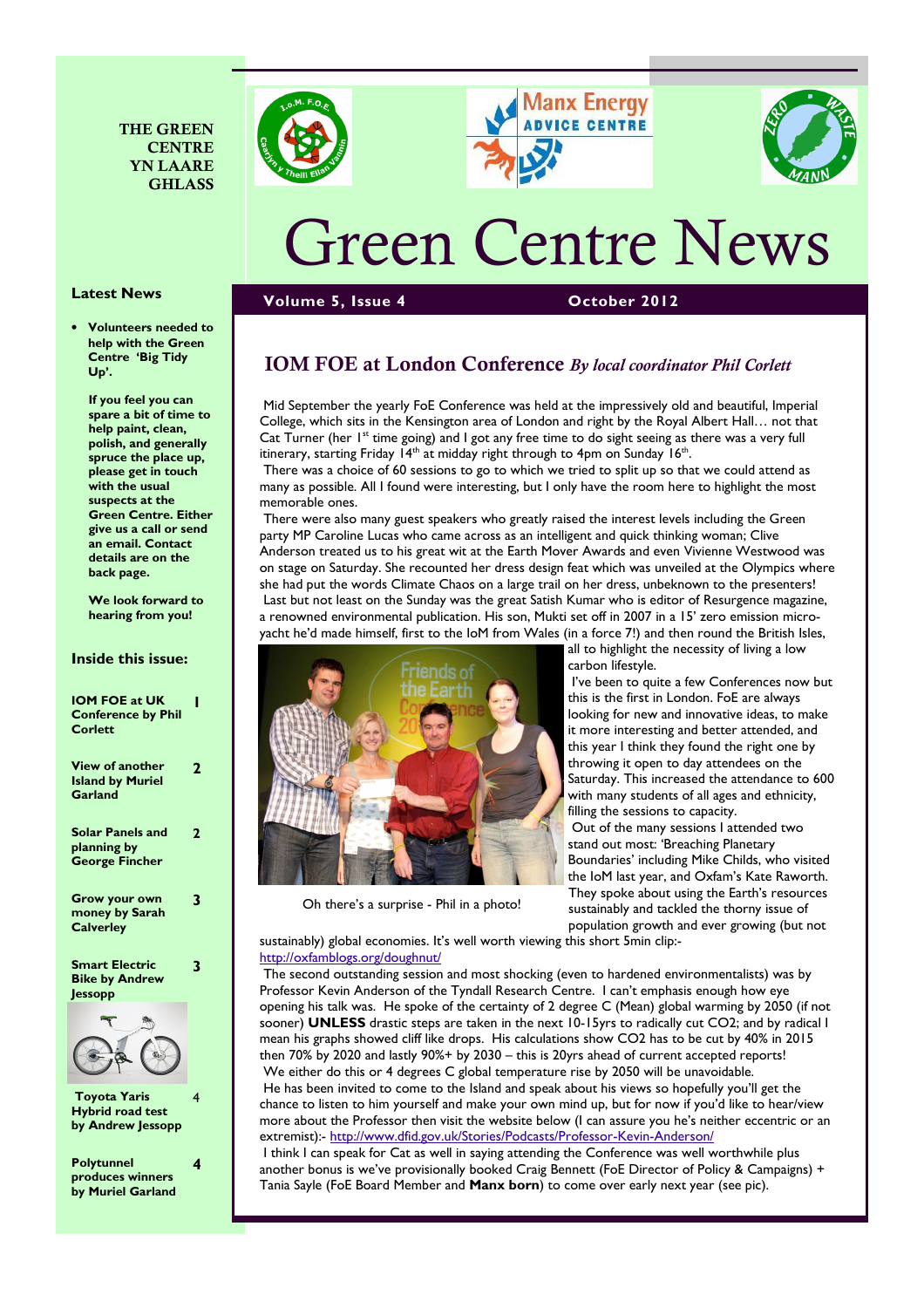THE GREEN CENTRE YN LAARE GHLASS

# Green Centre News

**Volume 5, Issue 4** | **October 2012**

## Latest News

- **Volunteers needed to help with the Green Centre 'Big Tidy Up'.**

**If you feel you can spare a bit of time to help paint, clean, polish, and generally spruce the place up, please get in touch with the usual suspects at the Green Centre. Either give us a call or send an email. Contact details are on the back page.**

**We look forward to hearing from you!**

## Inside this issue:

| | |
|---|---|
| **IOM FOE at UK Conference by Phil Corlett** | 1 |
| **View of another Island by Muriel Garland** | 2 |
| **Solar Panels and planning by George Fincher** | 2 |
| **Grow your own money by Sarah Calverley** | 3 |
| **Smart Electric Bike by Andrew Jessopp** | 3 |
| **Toyota Yaris Hybrid road test by Andrew Jessopp** | 4 |
| **Polytunnel produces winners by Muriel Garland** | 4 |

## IOM FOE at London Conference *By local coordinator Phil Corlett*

Mid September the yearly FoE Conference was held at the impressively old and beautiful, Imperial College, which sits in the Kensington area of London and right by the Royal Albert Hall… not that Cat Turner (her 1st time going) and I got any free time to do sight seeing as there was a very full itinerary, starting Friday 14th at midday right through to 4pm on Sunday 16th.

There was a choice of 60 sessions to go to which we tried to split up so that we could attend as many as possible. All I found were interesting, but I only have the room here to highlight the most memorable ones.

There were also many guest speakers who greatly raised the interest levels including the Green party MP Caroline Lucas who came across as an intelligent and quick thinking woman; Clive Anderson treated us to his great wit at the Earth Mover Awards and even Vivienne Westwood was on stage on Saturday. She recounted her dress design feat which was unveiled at the Olympics where she had put the words Climate Chaos on a large trail on her dress, unbeknown to the presenters!

Last but not least on the Sunday was the great Satish Kumar who is editor of Resurgence magazine, a renowned environmental publication. His son, Mukti set off in 2007 in a 15' zero emission micro-yacht he'd made himself, first to the IoM from Wales (in a force 7!) and then round the British Isles, all to highlight the necessity of living a low carbon lifestyle.

Oh there's a surprise - Phil in a photo!

I've been to quite a few Conferences now but this is the first in London. FoE are always looking for new and innovative ideas, to make it more interesting and better attended, and this year I think they found the right one by throwing it open to day attendees on the Saturday. This increased the attendance to 600 with many students of all ages and ethnicity, filling the sessions to capacity.

Out of the many sessions I attended two stand out most: 'Breaching Planetary Boundaries' including Mike Childs, who visited the IoM last year, and Oxfam's Kate Raworth. They spoke about using the Earth's resources sustainably and tackled the thorny issue of population growth and ever growing (but not sustainably) global economies. It's well worth viewing this short 5min clip:- http://oxfamblogs.org/doughnut/

The second outstanding session and most shocking (even to hardened environmentalists) was by Professor Kevin Anderson of the Tyndall Research Centre. I can't emphasis enough how eye opening his talk was. He spoke of the certainty of 2 degree C (Mean) global warming by 2050 (if not sooner) **UNLESS** drastic steps are taken in the next 10-15yrs to radically cut $CO_2$; and by radical I mean his graphs showed cliff like drops. His calculations show $CO_2$ has to be cut by 40% in 2015 then 70% by 2020 and lastly 90%+ by 2030 – this is 20yrs ahead of current accepted reports!

We either do this or 4 degrees C global temperature rise by 2050 will be unavoidable.

He has been invited to come to the Island and speak about his views so hopefully you'll get the chance to listen to him yourself and make your own mind up, but for now if you'd like to hear/view more about the Professor then visit the website below (I can assure you he's neither eccentric or an extremist):- http://www.dfid.gov.uk/Stories/Podcasts/Professor-Kevin-Anderson/

I think I can speak for Cat as well in saying attending the Conference was well worthwhile plus another bonus is we've provisionally booked Craig Bennett (FoE Director of Policy & Campaigns) + Tania Sayle (FoE Board Member and **Manx born**) to come over early next year (see pic).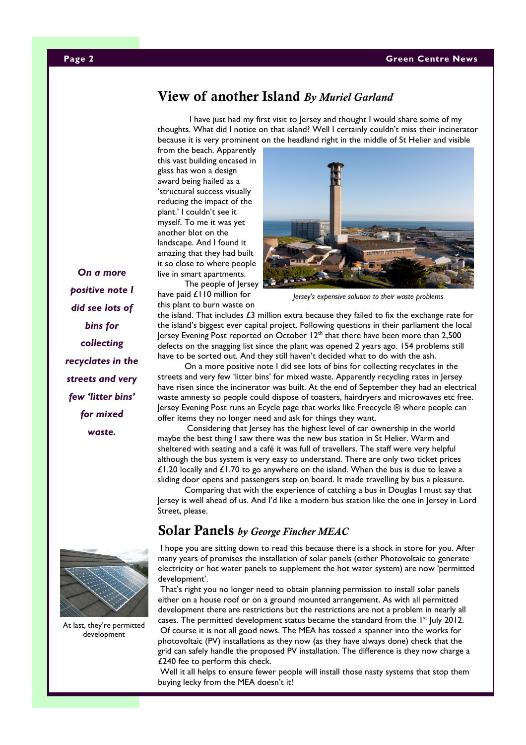## View of another Island *By Muriel Garland*

I have just had my first visit to Jersey and thought I would share some of my thoughts. What did I notice on that island? Well I certainly couldn't miss their incinerator because it is very prominent on the headland right in the middle of St Helier and visible from the beach. Apparently this vast building encased in glass has won a design award being hailed as a 'structural success visually reducing the impact of the plant.' I couldn't see it myself. To me it was yet another blot on the landscape. And I found it amazing that they had built it so close to where people live in smart apartments.

*Jersey's expensive solution to their waste problems*

The people of Jersey have paid £110 million for this plant to burn waste on the island. That includes £3 million extra because they failed to fix the exchange rate for the island's biggest ever capital project. Following questions in their parliament the local Jersey Evening Post reported on October 12th that there have been more than 2,500 defects on the snagging list since the plant was opened 2 years ago. 154 problems still have to be sorted out. And they still haven't decided what to do with the ash.

***On a more positive note I did see lots of bins for collecting recyclates in the streets and very few 'litter bins' for mixed waste.***

On a more positive note I did see lots of bins for collecting recyclates in the streets and very few 'litter bins' for mixed waste. Apparently recycling rates in Jersey have risen since the incinerator was built. At the end of September they had an electrical waste amnesty so people could dispose of toasters, hairdryers and microwaves etc free. Jersey Evening Post runs an Ecycle page that works like Freecycle ® where people can offer items they no longer need and ask for things they want.

Considering that Jersey has the highest level of car ownership in the world maybe the best thing I saw there was the new bus station in St Helier. Warm and sheltered with seating and a café it was full of travellers. The staff were very helpful although the bus system is very easy to understand. There are only two ticket prices £1.20 locally and £1.70 to go anywhere on the island. When the bus is due to leave a sliding door opens and passengers step on board. It made travelling by bus a pleasure.

Comparing that with the experience of catching a bus in Douglas I must say that Jersey is well ahead of us. And I'd like a modern bus station like the one in Jersey in Lord Street, please.

## Solar Panels *by George Fincher MEAC*

I hope you are sitting down to read this because there is a shock in store for you. After many years of promises the installation of solar panels (either Photovoltaic to generate electricity or hot water panels to supplement the hot water system) are now 'permitted development'.

That's right you no longer need to obtain planning permission to install solar panels either on a house roof or on a ground mounted arrangement. As with all permitted development there are restrictions but the restrictions are not a problem in nearly all cases. The permitted development status became the standard from the 1st July 2012.

Of course it is not all good news. The MEA has tossed a spanner into the works for photovoltaic (PV) installations as they now (as they have always done) check that the grid can safely handle the proposed PV installation. The difference is they now charge a £240 fee to perform this check.

Well it all helps to ensure fewer people will install those nasty systems that stop them buying lecky from the MEA doesn't it!

At last, they're permitted development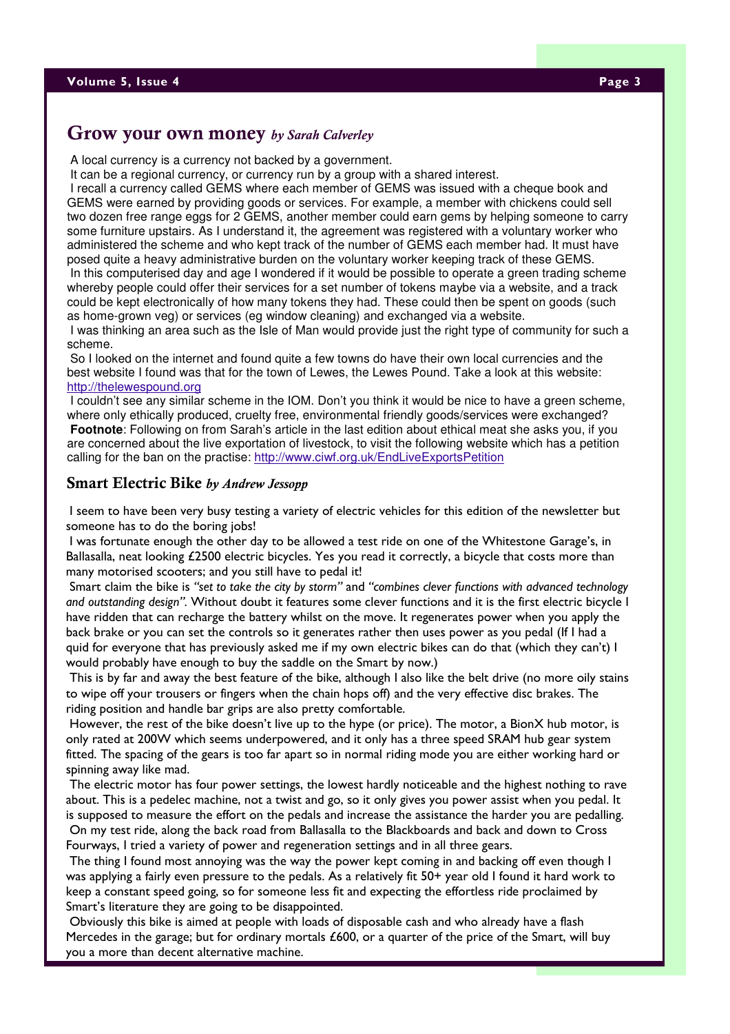## Grow your own money *by Sarah Calverley*

A local currency is a currency not backed by a government.

It can be a regional currency, or currency run by a group with a shared interest.

I recall a currency called GEMS where each member of GEMS was issued with a cheque book and GEMS were earned by providing goods or services. For example, a member with chickens could sell two dozen free range eggs for 2 GEMS, another member could earn gems by helping someone to carry some furniture upstairs. As I understand it, the agreement was registered with a voluntary worker who administered the scheme and who kept track of the number of GEMS each member had. It must have posed quite a heavy administrative burden on the voluntary worker keeping track of these GEMS.

In this computerised day and age I wondered if it would be possible to operate a green trading scheme whereby people could offer their services for a set number of tokens maybe via a website, and a track could be kept electronically of how many tokens they had. These could then be spent on goods (such as home-grown veg) or services (eg window cleaning) and exchanged via a website.

I was thinking an area such as the Isle of Man would provide just the right type of community for such a scheme.

So I looked on the internet and found quite a few towns do have their own local currencies and the best website I found was that for the town of Lewes, the Lewes Pound. Take a look at this website: http://thelewespound.org

I couldn't see any similar scheme in the IOM. Don't you think it would be nice to have a green scheme, where only ethically produced, cruelty free, environmental friendly goods/services were exchanged?

**Footnote**: Following on from Sarah's article in the last edition about ethical meat she asks you, if you are concerned about the live exportation of livestock, to visit the following website which has a petition calling for the ban on the practise: http://www.ciwf.org.uk/EndLiveExportsPetition

## Smart Electric Bike *by Andrew Jessopp*

I seem to have been very busy testing a variety of electric vehicles for this edition of the newsletter but someone has to do the boring jobs!

I was fortunate enough the other day to be allowed a test ride on one of the Whitestone Garage's, in Ballasalla, neat looking £2500 electric bicycles. Yes you read it correctly, a bicycle that costs more than many motorised scooters; and you still have to pedal it!

Smart claim the bike is *"set to take the city by storm"* and *"combines clever functions with advanced technology and outstanding design"*. Without doubt it features some clever functions and it is the first electric bicycle I have ridden that can recharge the battery whilst on the move. It regenerates power when you apply the back brake or you can set the controls so it generates rather then uses power as you pedal (If I had a quid for everyone that has previously asked me if my own electric bikes can do that (which they can't) I would probably have enough to buy the saddle on the Smart by now.)

This is by far and away the best feature of the bike, although I also like the belt drive (no more oily stains to wipe off your trousers or fingers when the chain hops off) and the very effective disc brakes. The riding position and handle bar grips are also pretty comfortable.

However, the rest of the bike doesn't live up to the hype (or price). The motor, a BionX hub motor, is only rated at 200W which seems underpowered, and it only has a three speed SRAM hub gear system fitted. The spacing of the gears is too far apart so in normal riding mode you are either working hard or spinning away like mad.

The electric motor has four power settings, the lowest hardly noticeable and the highest nothing to rave about. This is a pedelec machine, not a twist and go, so it only gives you power assist when you pedal. It is supposed to measure the effort on the pedals and increase the assistance the harder you are pedalling.

On my test ride, along the back road from Ballasalla to the Blackboards and back and down to Cross Fourways, I tried a variety of power and regeneration settings and in all three gears.

The thing I found most annoying was the way the power kept coming in and backing off even though I was applying a fairly even pressure to the pedals. As a relatively fit 50+ year old I found it hard work to keep a constant speed going, so for someone less fit and expecting the effortless ride proclaimed by Smart's literature they are going to be disappointed.

Obviously this bike is aimed at people with loads of disposable cash and who already have a flash Mercedes in the garage; but for ordinary mortals £600, or a quarter of the price of the Smart, will buy you a more than decent alternative machine.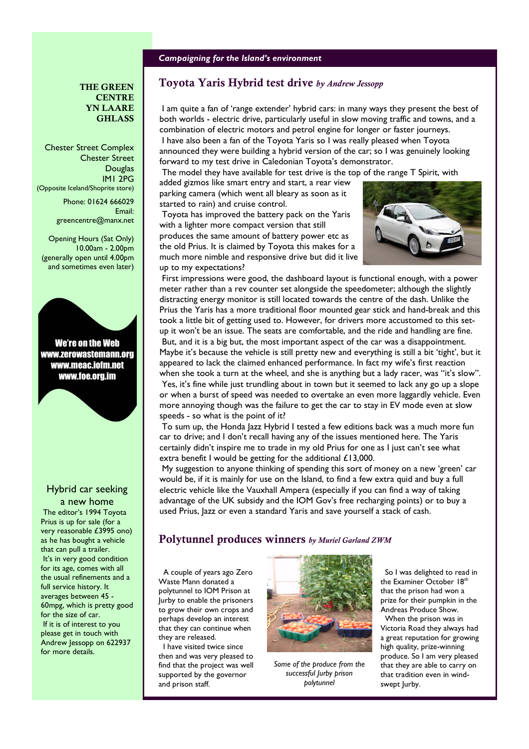**THE GREEN CENTRE YN LAARE GHLASS**

Chester Street Complex
Chester Street
Douglas
IM1 2PG
(Opposite Iceland/Shoprite store)

Phone: 01624 666029
Email: greencentre@manx.net

Opening Hours (Sat Only)
10.00am - 2.00pm
(generally open until 4.00pm and sometimes even later)

We're on the Web
www.zerowastemann.org
www.meac.iofm.net
www.foe.org.im

## Hybrid car seeking a new home

The editor's 1994 Toyota Prius is up for sale (for a very reasonable £3995 ono) as he has bought a vehicle that can pull a trailer.

It's in very good condition for its age, comes with all the usual refinements and a full service history. It averages between 45 - 60mpg, which is pretty good for the size of car.

If it is of interest to you please get in touch with Andrew Jessopp on 622937 for more details.

*Campaigning for the Island's environment*

## Toyota Yaris Hybrid test drive *by Andrew Jessopp*

I am quite a fan of 'range extender' hybrid cars: in many ways they present the best of both worlds - electric drive, particularly useful in slow moving traffic and towns, and a combination of electric motors and petrol engine for longer or faster journeys.

I have also been a fan of the Toyota Yaris so I was really pleased when Toyota announced they were building a hybrid version of the car; so I was genuinely looking forward to my test drive in Caledonian Toyota's demonstrator.

The model they have available for test drive is the top of the range T Spirit, with added gizmos like smart entry and start, a rear view parking camera (which went all bleary as soon as it started to rain) and cruise control.

Toyota has improved the battery pack on the Yaris with a lighter more compact version that still produces the same amount of battery power etc as the old Prius. It is claimed by Toyota this makes for a much more nimble and responsive drive but did it live up to my expectations?

First impressions were good, the dashboard layout is functional enough, with a power meter rather than a rev counter set alongside the speedometer; although the slightly distracting energy monitor is still located towards the centre of the dash. Unlike the Prius the Yaris has a more traditional floor mounted gear stick and hand-break and this took a little bit of getting used to. However, for drivers more accustomed to this set-up it won't be an issue. The seats are comfortable, and the ride and handling are fine.

But, and it is a big but, the most important aspect of the car was a disappointment. Maybe it's because the vehicle is still pretty new and everything is still a bit 'tight', but it appeared to lack the claimed enhanced performance. In fact my wife's first reaction when she took a turn at the wheel, and she is anything but a lady racer, was "it's slow".

Yes, it's fine while just trundling about in town but it seemed to lack any go up a slope or when a burst of speed was needed to overtake an even more laggardly vehicle. Even more annoying though was the failure to get the car to stay in EV mode even at slow speeds - so what is the point of it?

To sum up, the Honda Jazz Hybrid I tested a few editions back was a much more fun car to drive; and I don't recall having any of the issues mentioned here. The Yaris certainly didn't inspire me to trade in my old Prius for one as I just can't see what extra benefit I would be getting for the additional £13,000.

My suggestion to anyone thinking of spending this sort of money on a new 'green' car would be, if it is mainly for use on the Island, to find a few extra quid and buy a full electric vehicle like the Vauxhall Ampera (especially if you can find a way of taking advantage of the UK subsidy and the IOM Gov's free recharging points) or to buy a used Prius, Jazz or even a standard Yaris and save yourself a stack of cash.

## Polytunnel produces winners *by Muriel Garland ZWM*

A couple of years ago Zero Waste Mann donated a polytunnel to IOM Prison at Jurby to enable the prisoners to grow their own crops and perhaps develop an interest that they can continue when they are released.

I have visited twice since then and was very pleased to find that the project was well supported by the governor and prison staff.

*Some of the produce from the successful Jurby prison polytunnel*

So I was delighted to read in the Examiner October 18th that the prison had won a prize for their pumpkin in the Andreas Produce Show.

When the prison was in Victoria Road they always had a great reputation for growing high quality, prize-winning produce. So I am very pleased that they are able to carry on that tradition even in wind-swept Jurby.